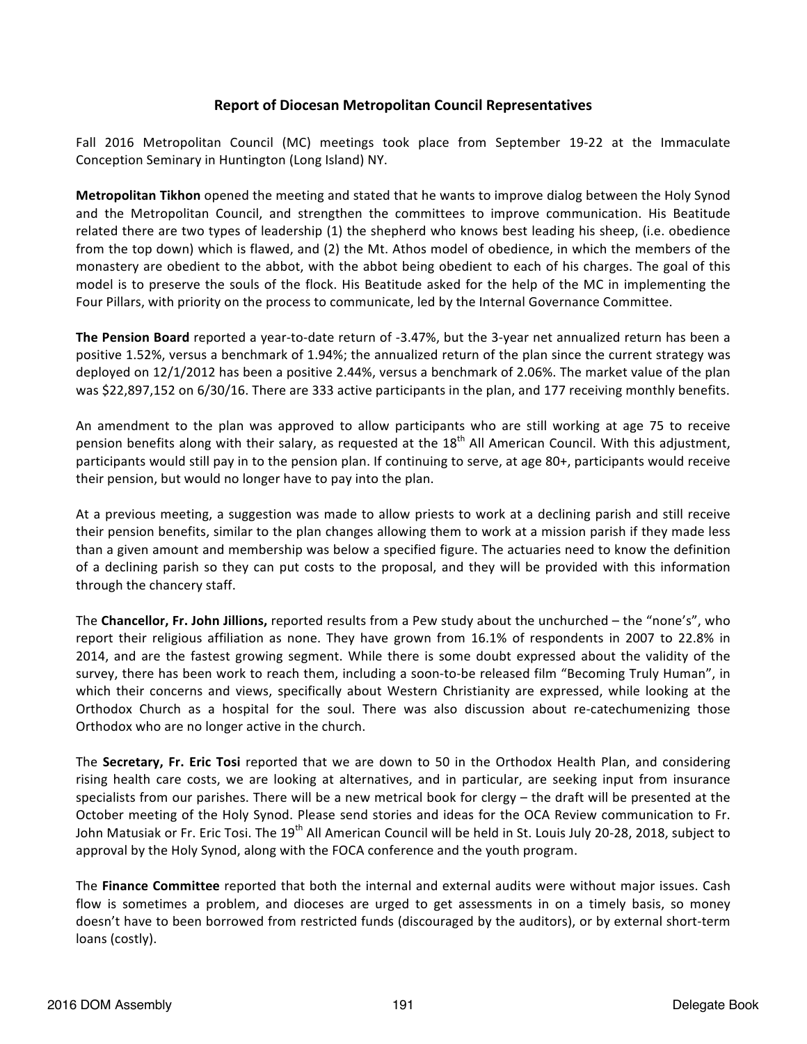## Report of Diocesan Metropolitan Council Representatives

Fall 2016 Metropolitan Council (MC) meetings took place from September 19-22 at the Immaculate Conception Seminary in Huntington (Long Island) NY.

**Metropolitan Tikhon** opened the meeting and stated that he wants to improve dialog between the Holy Synod and the Metropolitan Council, and strengthen the committees to improve communication. His Beatitude related there are two types of leadership (1) the shepherd who knows best leading his sheep, (i.e. obedience from the top down) which is flawed, and (2) the Mt. Athos model of obedience, in which the members of the monastery are obedient to the abbot, with the abbot being obedient to each of his charges. The goal of this model is to preserve the souls of the flock. His Beatitude asked for the help of the MC in implementing the Four Pillars, with priority on the process to communicate, led by the Internal Governance Committee.

**The Pension Board** reported a year-to-date return of -3.47%, but the 3-year net annualized return has been a positive 1.52%, versus a benchmark of 1.94%; the annualized return of the plan since the current strategy was deployed on 12/1/2012 has been a positive 2.44%, versus a benchmark of 2.06%. The market value of the plan was $22,897,152 on 6/30/16. There are 333 active participants in the plan, and 177 receiving monthly benefits.

An amendment to the plan was approved to allow participants who are still working at age 75 to receive pension benefits along with their salary, as requested at the 18th All American Council. With this adjustment, participants would still pay in to the pension plan. If continuing to serve, at age 80+, participants would receive their pension, but would no longer have to pay into the plan.

At a previous meeting, a suggestion was made to allow priests to work at a declining parish and still receive their pension benefits, similar to the plan changes allowing them to work at a mission parish if they made less than a given amount and membership was below a specified figure. The actuaries need to know the definition of a declining parish so they can put costs to the proposal, and they will be provided with this information through the chancery staff.

The **Chancellor, Fr. John Jillions,** reported results from a Pew study about the unchurched – the "none's", who report their religious affiliation as none. They have grown from 16.1% of respondents in 2007 to 22.8% in 2014, and are the fastest growing segment. While there is some doubt expressed about the validity of the survey, there has been work to reach them, including a soon-to-be released film "Becoming Truly Human", in which their concerns and views, specifically about Western Christianity are expressed, while looking at the Orthodox Church as a hospital for the soul. There was also discussion about re-catechumenizing those Orthodox who are no longer active in the church.

The **Secretary, Fr. Eric Tosi** reported that we are down to 50 in the Orthodox Health Plan, and considering rising health care costs, we are looking at alternatives, and in particular, are seeking input from insurance specialists from our parishes. There will be a new metrical book for clergy – the draft will be presented at the October meeting of the Holy Synod. Please send stories and ideas for the OCA Review communication to Fr. John Matusiak or Fr. Eric Tosi. The 19th All American Council will be held in St. Louis July 20-28, 2018, subject to approval by the Holy Synod, along with the FOCA conference and the youth program.

The **Finance Committee** reported that both the internal and external audits were without major issues. Cash flow is sometimes a problem, and dioceses are urged to get assessments in on a timely basis, so money doesn't have to been borrowed from restricted funds (discouraged by the auditors), or by external short-term loans (costly).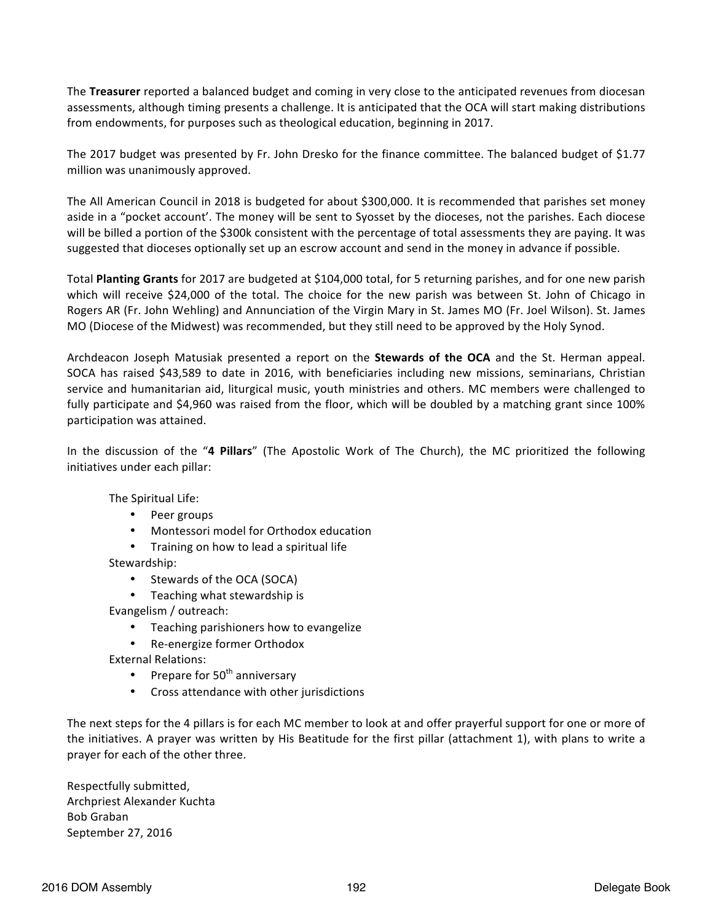The **Treasurer** reported a balanced budget and coming in very close to the anticipated revenues from diocesan assessments, although timing presents a challenge. It is anticipated that the OCA will start making distributions from endowments, for purposes such as theological education, beginning in 2017.

The 2017 budget was presented by Fr. John Dresko for the finance committee. The balanced budget of $1.77 million was unanimously approved.

The All American Council in 2018 is budgeted for about $300,000. It is recommended that parishes set money aside in a "pocket account'. The money will be sent to Syosset by the dioceses, not the parishes. Each diocese will be billed a portion of the $300k consistent with the percentage of total assessments they are paying. It was suggested that dioceses optionally set up an escrow account and send in the money in advance if possible.

Total **Planting Grants** for 2017 are budgeted at $104,000 total, for 5 returning parishes, and for one new parish which will receive $24,000 of the total. The choice for the new parish was between St. John of Chicago in Rogers AR (Fr. John Wehling) and Annunciation of the Virgin Mary in St. James MO (Fr. Joel Wilson). St. James MO (Diocese of the Midwest) was recommended, but they still need to be approved by the Holy Synod.

Archdeacon Joseph Matusiak presented a report on the **Stewards of the OCA** and the St. Herman appeal. SOCA has raised $43,589 to date in 2016, with beneficiaries including new missions, seminarians, Christian service and humanitarian aid, liturgical music, youth ministries and others. MC members were challenged to fully participate and $4,960 was raised from the floor, which will be doubled by a matching grant since 100% participation was attained.

In the discussion of the "**4 Pillars**" (The Apostolic Work of The Church), the MC prioritized the following initiatives under each pillar:

The Spiritual Life:
- Peer groups
- Montessori model for Orthodox education
- Training on how to lead a spiritual life

Stewardship:
- Stewards of the OCA (SOCA)
- Teaching what stewardship is

Evangelism / outreach:
- Teaching parishioners how to evangelize
- Re-energize former Orthodox

External Relations:
- Prepare for 50th anniversary
- Cross attendance with other jurisdictions

The next steps for the 4 pillars is for each MC member to look at and offer prayerful support for one or more of the initiatives. A prayer was written by His Beatitude for the first pillar (attachment 1), with plans to write a prayer for each of the other three.

Respectfully submitted,
Archpriest Alexander Kuchta
Bob Graban
September 27, 2016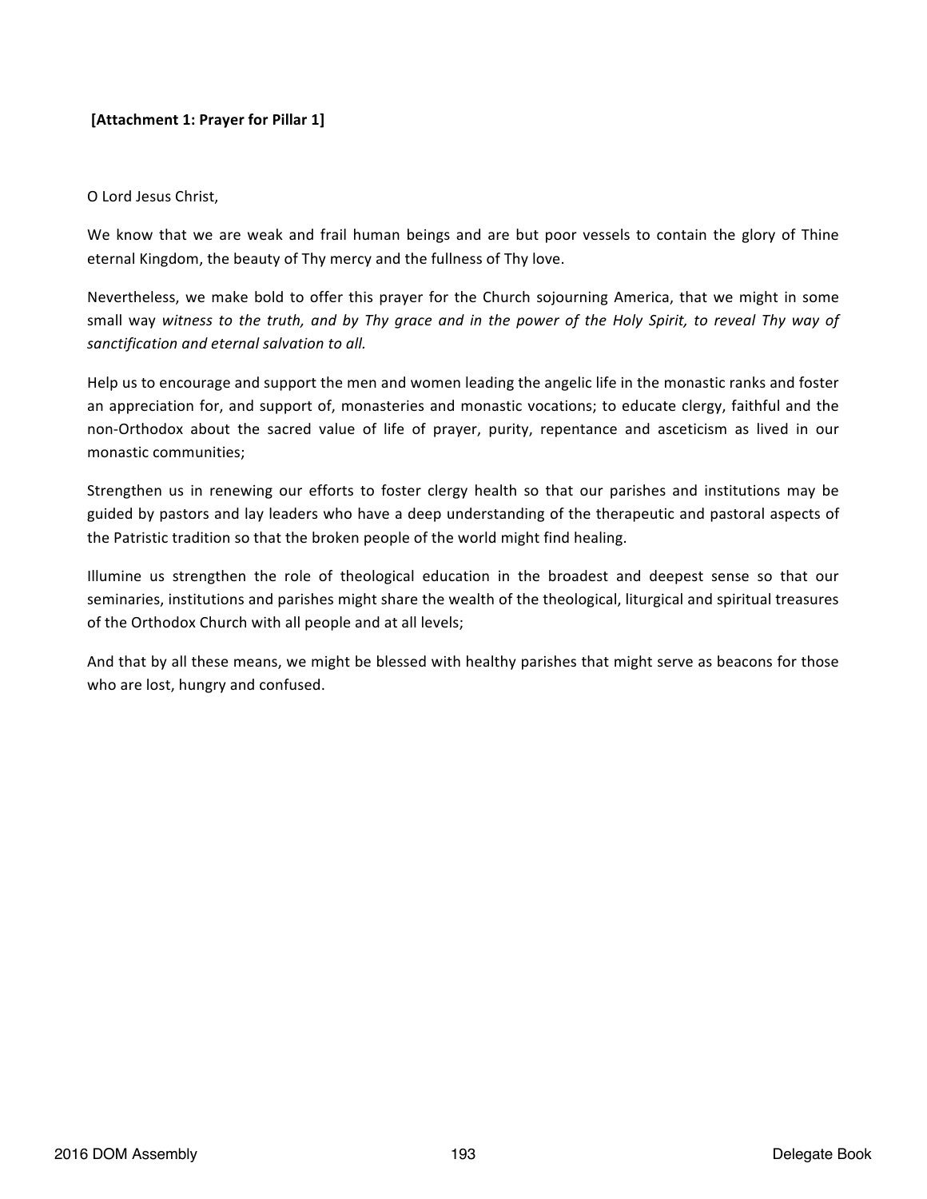**[Attachment 1: Prayer for Pillar 1]**

O Lord Jesus Christ,

We know that we are weak and frail human beings and are but poor vessels to contain the glory of Thine eternal Kingdom, the beauty of Thy mercy and the fullness of Thy love.

Nevertheless, we make bold to offer this prayer for the Church sojourning America, that we might in some small way *witness to the truth, and by Thy grace and in the power of the Holy Spirit, to reveal Thy way of sanctification and eternal salvation to all.*

Help us to encourage and support the men and women leading the angelic life in the monastic ranks and foster an appreciation for, and support of, monasteries and monastic vocations; to educate clergy, faithful and the non-Orthodox about the sacred value of life of prayer, purity, repentance and asceticism as lived in our monastic communities;

Strengthen us in renewing our efforts to foster clergy health so that our parishes and institutions may be guided by pastors and lay leaders who have a deep understanding of the therapeutic and pastoral aspects of the Patristic tradition so that the broken people of the world might find healing.

Illumine us strengthen the role of theological education in the broadest and deepest sense so that our seminaries, institutions and parishes might share the wealth of the theological, liturgical and spiritual treasures of the Orthodox Church with all people and at all levels;

And that by all these means, we might be blessed with healthy parishes that might serve as beacons for those who are lost, hungry and confused.